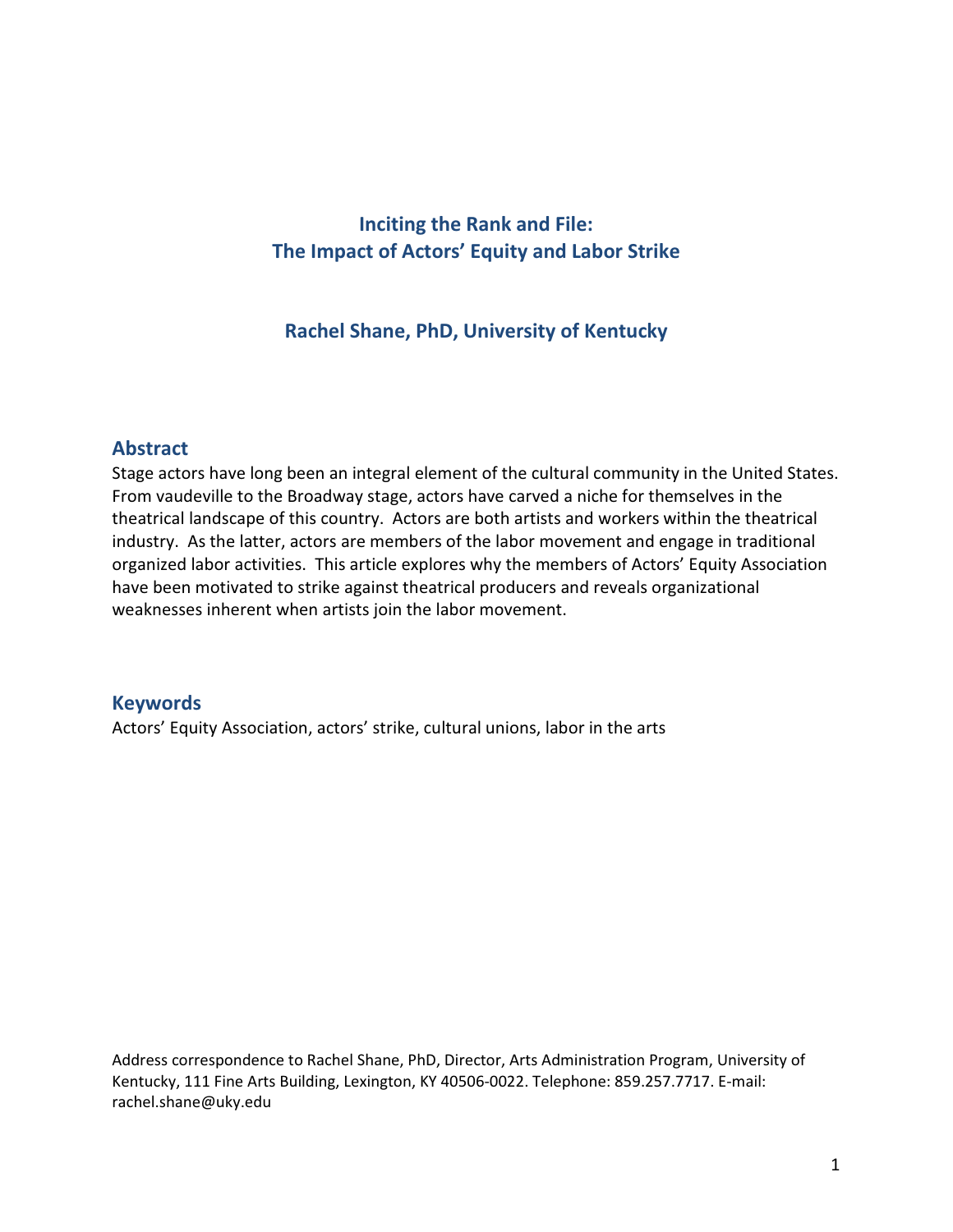# Inciting the Rank and File:
# The Impact of Actors' Equity and Labor Strike

**Rachel Shane, PhD, University of Kentucky**

## Abstract

Stage actors have long been an integral element of the cultural community in the United States. From vaudeville to the Broadway stage, actors have carved a niche for themselves in the theatrical landscape of this country. Actors are both artists and workers within the theatrical industry. As the latter, actors are members of the labor movement and engage in traditional organized labor activities. This article explores why the members of Actors' Equity Association have been motivated to strike against theatrical producers and reveals organizational weaknesses inherent when artists join the labor movement.

## Keywords

Actors' Equity Association, actors' strike, cultural unions, labor in the arts

Address correspondence to Rachel Shane, PhD, Director, Arts Administration Program, University of Kentucky, 111 Fine Arts Building, Lexington, KY 40506-0022. Telephone: 859.257.7717. E-mail: rachel.shane@uky.edu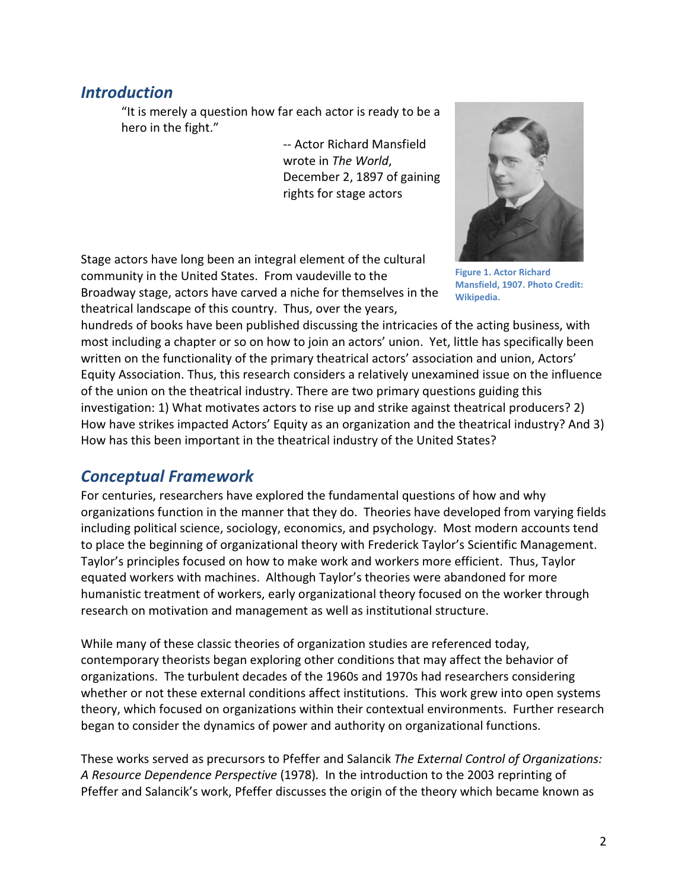## *Introduction*

"It is merely a question how far each actor is ready to be a hero in the fight."

-- Actor Richard Mansfield wrote in *The World*, December 2, 1897 of gaining rights for stage actors

**Figure 1. Actor Richard Mansfield, 1907. Photo Credit: Wikipedia.**

Stage actors have long been an integral element of the cultural community in the United States. From vaudeville to the Broadway stage, actors have carved a niche for themselves in the theatrical landscape of this country. Thus, over the years, hundreds of books have been published discussing the intricacies of the acting business, with most including a chapter or so on how to join an actors' union. Yet, little has specifically been written on the functionality of the primary theatrical actors' association and union, Actors' Equity Association. Thus, this research considers a relatively unexamined issue on the influence of the union on the theatrical industry. There are two primary questions guiding this investigation: 1) What motivates actors to rise up and strike against theatrical producers? 2) How have strikes impacted Actors' Equity as an organization and the theatrical industry? And 3) How has this been important in the theatrical industry of the United States?

## *Conceptual Framework*

For centuries, researchers have explored the fundamental questions of how and why organizations function in the manner that they do. Theories have developed from varying fields including political science, sociology, economics, and psychology. Most modern accounts tend to place the beginning of organizational theory with Frederick Taylor's Scientific Management. Taylor's principles focused on how to make work and workers more efficient. Thus, Taylor equated workers with machines. Although Taylor's theories were abandoned for more humanistic treatment of workers, early organizational theory focused on the worker through research on motivation and management as well as institutional structure.

While many of these classic theories of organization studies are referenced today, contemporary theorists began exploring other conditions that may affect the behavior of organizations. The turbulent decades of the 1960s and 1970s had researchers considering whether or not these external conditions affect institutions. This work grew into open systems theory, which focused on organizations within their contextual environments. Further research began to consider the dynamics of power and authority on organizational functions.

These works served as precursors to Pfeffer and Salancik *The External Control of Organizations: A Resource Dependence Perspective* (1978). In the introduction to the 2003 reprinting of Pfeffer and Salancik's work, Pfeffer discusses the origin of the theory which became known as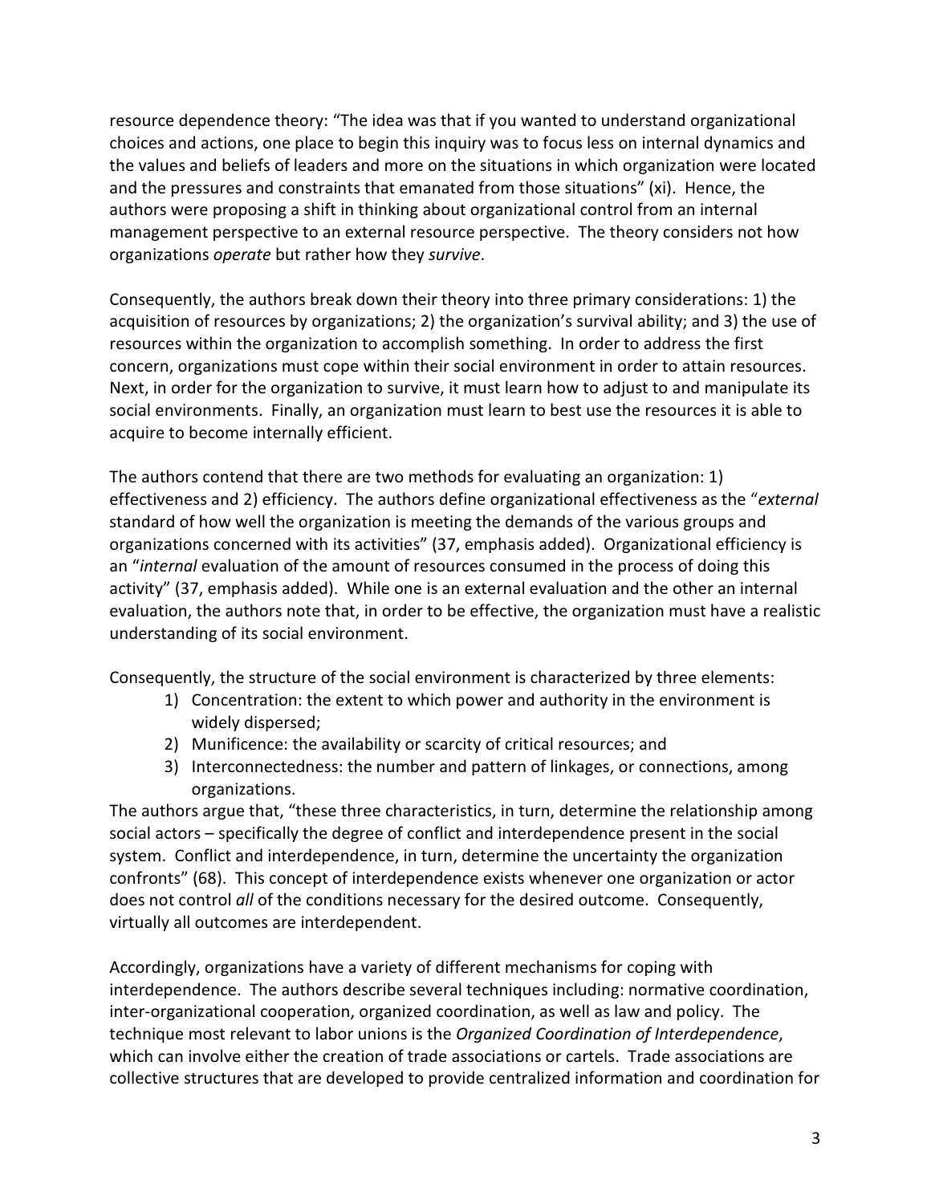resource dependence theory: "The idea was that if you wanted to understand organizational choices and actions, one place to begin this inquiry was to focus less on internal dynamics and the values and beliefs of leaders and more on the situations in which organization were located and the pressures and constraints that emanated from those situations" (xi). Hence, the authors were proposing a shift in thinking about organizational control from an internal management perspective to an external resource perspective. The theory considers not how organizations *operate* but rather how they *survive*.

Consequently, the authors break down their theory into three primary considerations: 1) the acquisition of resources by organizations; 2) the organization's survival ability; and 3) the use of resources within the organization to accomplish something. In order to address the first concern, organizations must cope within their social environment in order to attain resources. Next, in order for the organization to survive, it must learn how to adjust to and manipulate its social environments. Finally, an organization must learn to best use the resources it is able to acquire to become internally efficient.

The authors contend that there are two methods for evaluating an organization: 1) effectiveness and 2) efficiency. The authors define organizational effectiveness as the "*external* standard of how well the organization is meeting the demands of the various groups and organizations concerned with its activities" (37, emphasis added). Organizational efficiency is an "*internal* evaluation of the amount of resources consumed in the process of doing this activity" (37, emphasis added). While one is an external evaluation and the other an internal evaluation, the authors note that, in order to be effective, the organization must have a realistic understanding of its social environment.

Consequently, the structure of the social environment is characterized by three elements:

1) Concentration: the extent to which power and authority in the environment is widely dispersed;
2) Munificence: the availability or scarcity of critical resources; and
3) Interconnectedness: the number and pattern of linkages, or connections, among organizations.

The authors argue that, "these three characteristics, in turn, determine the relationship among social actors – specifically the degree of conflict and interdependence present in the social system. Conflict and interdependence, in turn, determine the uncertainty the organization confronts" (68). This concept of interdependence exists whenever one organization or actor does not control *all* of the conditions necessary for the desired outcome. Consequently, virtually all outcomes are interdependent.

Accordingly, organizations have a variety of different mechanisms for coping with interdependence. The authors describe several techniques including: normative coordination, inter-organizational cooperation, organized coordination, as well as law and policy. The technique most relevant to labor unions is the *Organized Coordination of Interdependence*, which can involve either the creation of trade associations or cartels. Trade associations are collective structures that are developed to provide centralized information and coordination for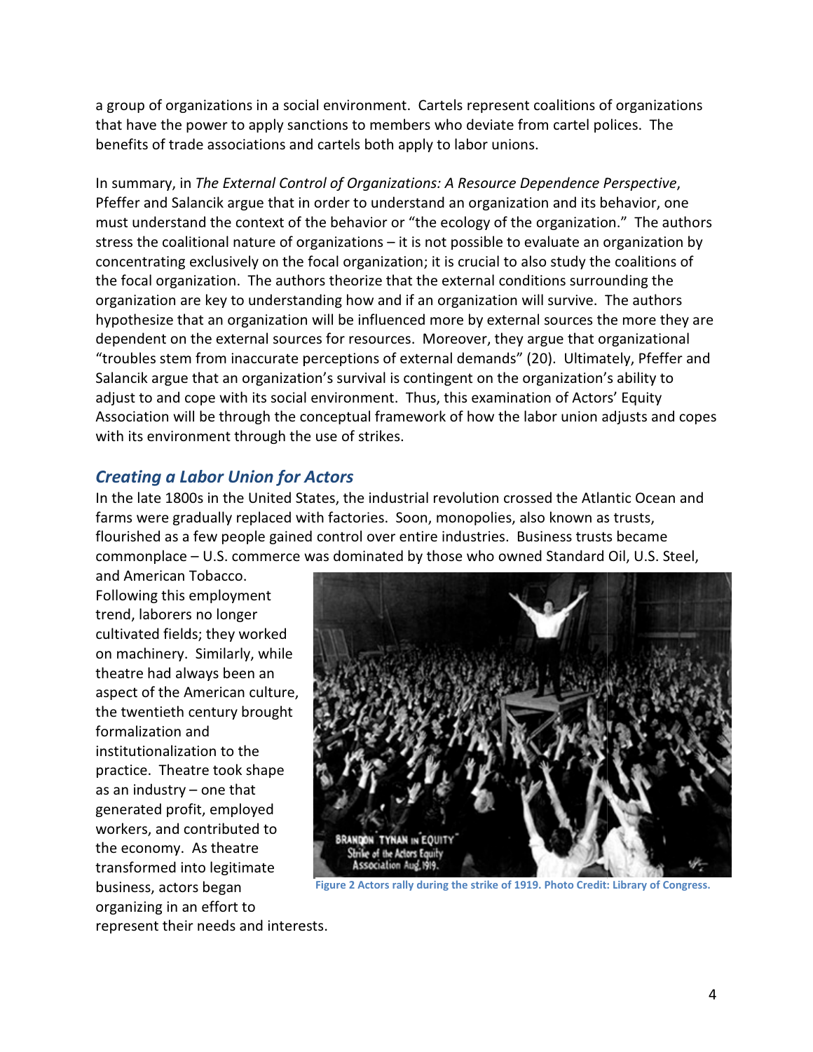a group of organizations in a social environment. Cartels represent coalitions of organizations that have the power to apply sanctions to members who deviate from cartel polices. The benefits of trade associations and cartels both apply to labor unions.

In summary, in *The External Control of Organizations: A Resource Dependence Perspective*, Pfeffer and Salancik argue that in order to understand an organization and its behavior, one must understand the context of the behavior or "the ecology of the organization." The authors stress the coalitional nature of organizations – it is not possible to evaluate an organization by concentrating exclusively on the focal organization; it is crucial to also study the coalitions of the focal organization. The authors theorize that the external conditions surrounding the organization are key to understanding how and if an organization will survive. The authors hypothesize that an organization will be influenced more by external sources the more they are dependent on the external sources for resources. Moreover, they argue that organizational "troubles stem from inaccurate perceptions of external demands" (20). Ultimately, Pfeffer and Salancik argue that an organization's survival is contingent on the organization's ability to adjust to and cope with its social environment. Thus, this examination of Actors' Equity Association will be through the conceptual framework of how the labor union adjusts and copes with its environment through the use of strikes.

## *Creating a Labor Union for Actors*

In the late 1800s in the United States, the industrial revolution crossed the Atlantic Ocean and farms were gradually replaced with factories. Soon, monopolies, also known as trusts, flourished as a few people gained control over entire industries. Business trusts became commonplace – U.S. commerce was dominated by those who owned Standard Oil, U.S. Steel, and American Tobacco. Following this employment trend, laborers no longer cultivated fields; they worked on machinery. Similarly, while theatre had always been an aspect of the American culture, the twentieth century brought formalization and institutionalization to the practice. Theatre took shape as an industry – one that generated profit, employed workers, and contributed to the economy. As theatre transformed into legitimate business, actors began organizing in an effort to represent their needs and interests.

Figure 2 Actors rally during the strike of 1919. Photo Credit: Library of Congress.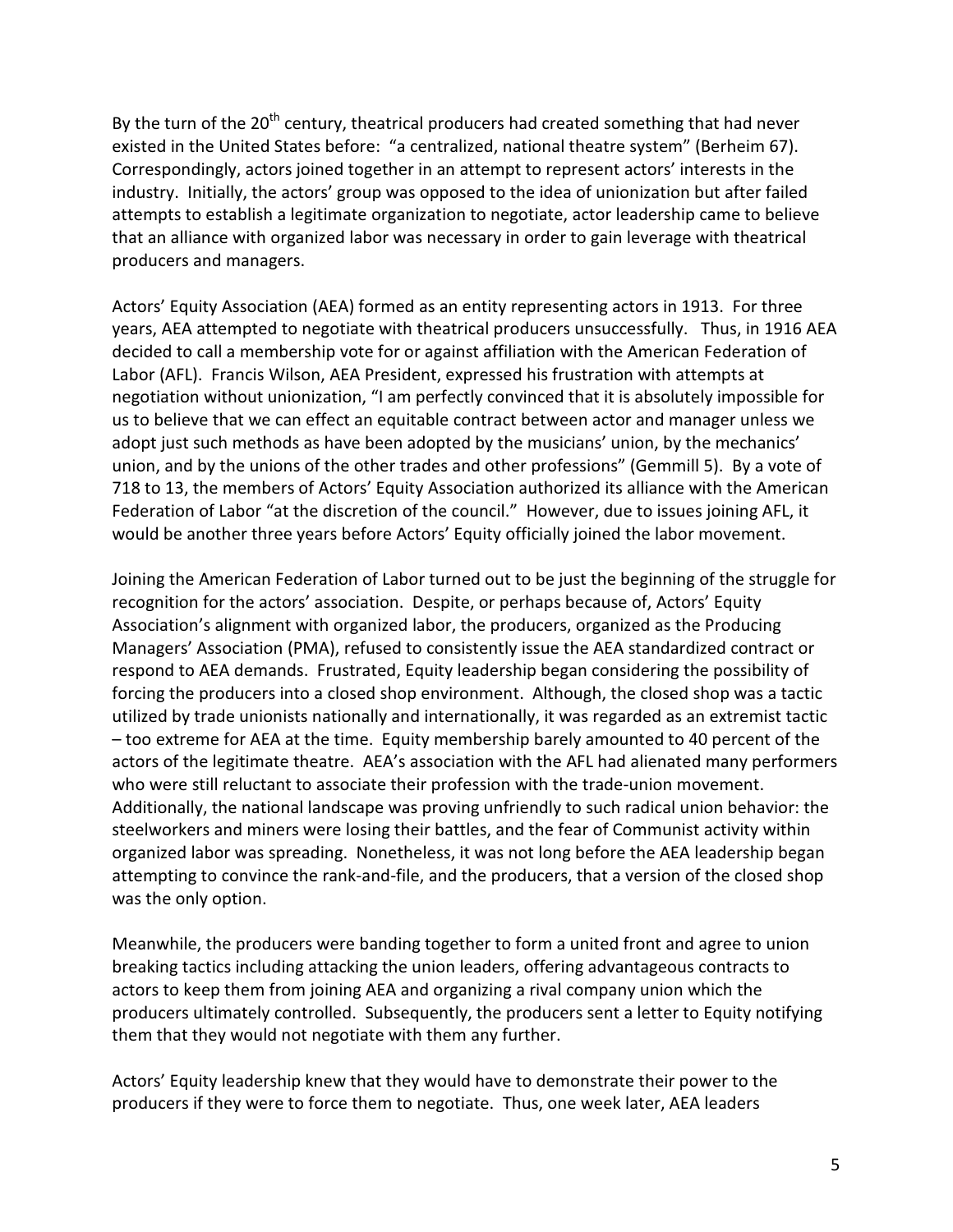By the turn of the 20th century, theatrical producers had created something that had never existed in the United States before: "a centralized, national theatre system" (Berheim 67). Correspondingly, actors joined together in an attempt to represent actors' interests in the industry. Initially, the actors' group was opposed to the idea of unionization but after failed attempts to establish a legitimate organization to negotiate, actor leadership came to believe that an alliance with organized labor was necessary in order to gain leverage with theatrical producers and managers.

Actors' Equity Association (AEA) formed as an entity representing actors in 1913. For three years, AEA attempted to negotiate with theatrical producers unsuccessfully. Thus, in 1916 AEA decided to call a membership vote for or against affiliation with the American Federation of Labor (AFL). Francis Wilson, AEA President, expressed his frustration with attempts at negotiation without unionization, "I am perfectly convinced that it is absolutely impossible for us to believe that we can effect an equitable contract between actor and manager unless we adopt just such methods as have been adopted by the musicians' union, by the mechanics' union, and by the unions of the other trades and other professions" (Gemmill 5). By a vote of 718 to 13, the members of Actors' Equity Association authorized its alliance with the American Federation of Labor "at the discretion of the council." However, due to issues joining AFL, it would be another three years before Actors' Equity officially joined the labor movement.

Joining the American Federation of Labor turned out to be just the beginning of the struggle for recognition for the actors' association. Despite, or perhaps because of, Actors' Equity Association's alignment with organized labor, the producers, organized as the Producing Managers' Association (PMA), refused to consistently issue the AEA standardized contract or respond to AEA demands. Frustrated, Equity leadership began considering the possibility of forcing the producers into a closed shop environment. Although, the closed shop was a tactic utilized by trade unionists nationally and internationally, it was regarded as an extremist tactic – too extreme for AEA at the time. Equity membership barely amounted to 40 percent of the actors of the legitimate theatre. AEA's association with the AFL had alienated many performers who were still reluctant to associate their profession with the trade-union movement. Additionally, the national landscape was proving unfriendly to such radical union behavior: the steelworkers and miners were losing their battles, and the fear of Communist activity within organized labor was spreading. Nonetheless, it was not long before the AEA leadership began attempting to convince the rank-and-file, and the producers, that a version of the closed shop was the only option.

Meanwhile, the producers were banding together to form a united front and agree to union breaking tactics including attacking the union leaders, offering advantageous contracts to actors to keep them from joining AEA and organizing a rival company union which the producers ultimately controlled. Subsequently, the producers sent a letter to Equity notifying them that they would not negotiate with them any further.

Actors' Equity leadership knew that they would have to demonstrate their power to the producers if they were to force them to negotiate. Thus, one week later, AEA leaders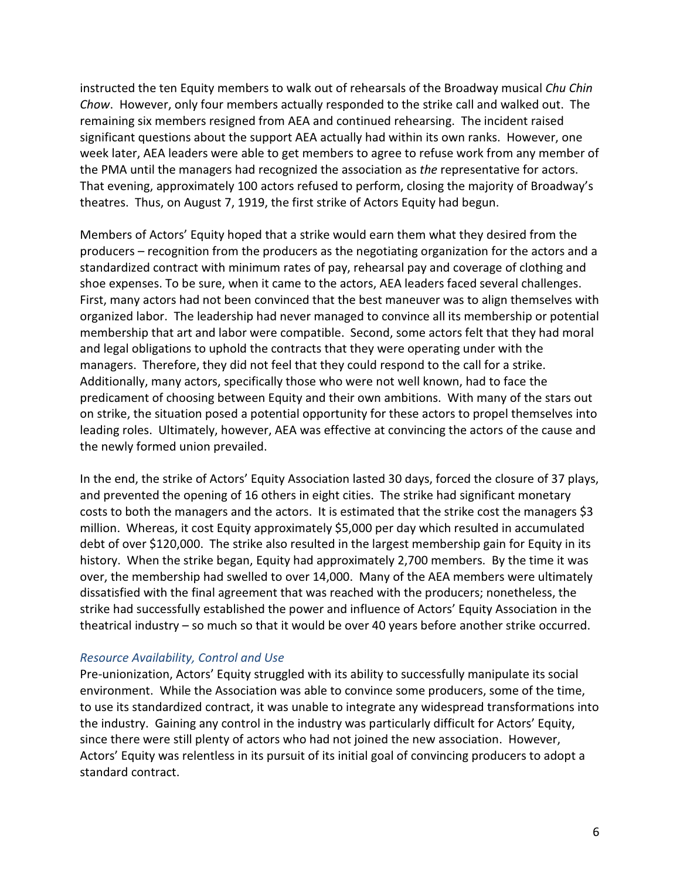instructed the ten Equity members to walk out of rehearsals of the Broadway musical *Chu Chin Chow*. However, only four members actually responded to the strike call and walked out. The remaining six members resigned from AEA and continued rehearsing. The incident raised significant questions about the support AEA actually had within its own ranks. However, one week later, AEA leaders were able to get members to agree to refuse work from any member of the PMA until the managers had recognized the association as *the* representative for actors. That evening, approximately 100 actors refused to perform, closing the majority of Broadway's theatres. Thus, on August 7, 1919, the first strike of Actors Equity had begun.

Members of Actors' Equity hoped that a strike would earn them what they desired from the producers – recognition from the producers as the negotiating organization for the actors and a standardized contract with minimum rates of pay, rehearsal pay and coverage of clothing and shoe expenses. To be sure, when it came to the actors, AEA leaders faced several challenges. First, many actors had not been convinced that the best maneuver was to align themselves with organized labor. The leadership had never managed to convince all its membership or potential membership that art and labor were compatible. Second, some actors felt that they had moral and legal obligations to uphold the contracts that they were operating under with the managers. Therefore, they did not feel that they could respond to the call for a strike. Additionally, many actors, specifically those who were not well known, had to face the predicament of choosing between Equity and their own ambitions. With many of the stars out on strike, the situation posed a potential opportunity for these actors to propel themselves into leading roles. Ultimately, however, AEA was effective at convincing the actors of the cause and the newly formed union prevailed.

In the end, the strike of Actors' Equity Association lasted 30 days, forced the closure of 37 plays, and prevented the opening of 16 others in eight cities. The strike had significant monetary costs to both the managers and the actors. It is estimated that the strike cost the managers $3 million. Whereas, it cost Equity approximately $5,000 per day which resulted in accumulated debt of over $120,000. The strike also resulted in the largest membership gain for Equity in its history. When the strike began, Equity had approximately 2,700 members. By the time it was over, the membership had swelled to over 14,000. Many of the AEA members were ultimately dissatisfied with the final agreement that was reached with the producers; nonetheless, the strike had successfully established the power and influence of Actors' Equity Association in the theatrical industry – so much so that it would be over 40 years before another strike occurred.

### *Resource Availability, Control and Use*

Pre-unionization, Actors' Equity struggled with its ability to successfully manipulate its social environment. While the Association was able to convince some producers, some of the time, to use its standardized contract, it was unable to integrate any widespread transformations into the industry. Gaining any control in the industry was particularly difficult for Actors' Equity, since there were still plenty of actors who had not joined the new association. However, Actors' Equity was relentless in its pursuit of its initial goal of convincing producers to adopt a standard contract.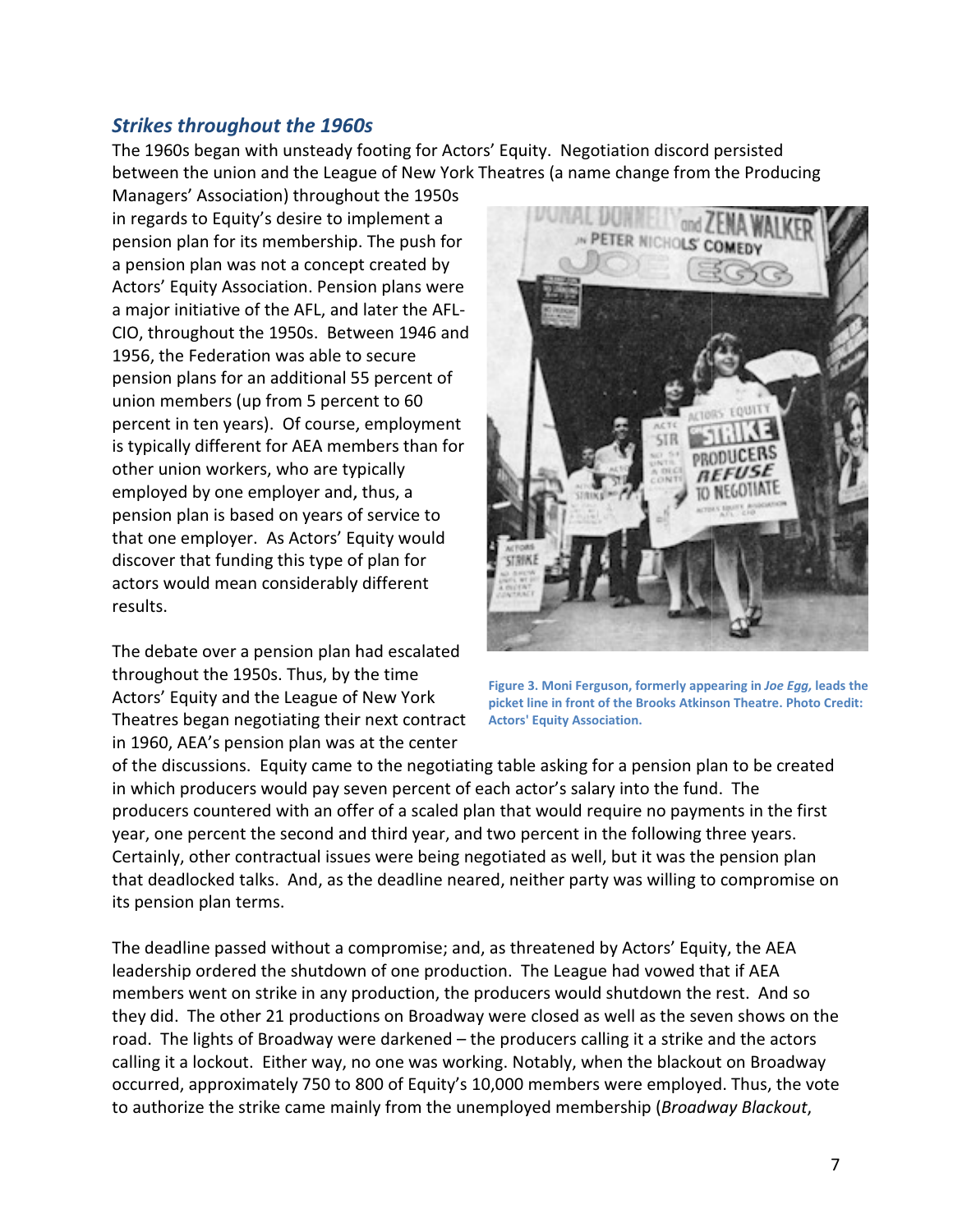### *Strikes throughout the 1960s*

The 1960s began with unsteady footing for Actors' Equity. Negotiation discord persisted between the union and the League of New York Theatres (a name change from the Producing Managers' Association) throughout the 1950s in regards to Equity's desire to implement a pension plan for its membership. The push for a pension plan was not a concept created by Actors' Equity Association. Pension plans were a major initiative of the AFL, and later the AFL-CIO, throughout the 1950s. Between 1946 and 1956, the Federation was able to secure pension plans for an additional 55 percent of union members (up from 5 percent to 60 percent in ten years). Of course, employment is typically different for AEA members than for other union workers, who are typically employed by one employer and, thus, a pension plan is based on years of service to that one employer. As Actors' Equity would discover that funding this type of plan for actors would mean considerably different results.

**Figure 3. Moni Ferguson, formerly appearing in *Joe Egg*, leads the picket line in front of the Brooks Atkinson Theatre. Photo Credit: Actors' Equity Association.**

The debate over a pension plan had escalated throughout the 1950s. Thus, by the time Actors' Equity and the League of New York Theatres began negotiating their next contract in 1960, AEA's pension plan was at the center of the discussions. Equity came to the negotiating table asking for a pension plan to be created in which producers would pay seven percent of each actor's salary into the fund. The producers countered with an offer of a scaled plan that would require no payments in the first year, one percent the second and third year, and two percent in the following three years. Certainly, other contractual issues were being negotiated as well, but it was the pension plan that deadlocked talks. And, as the deadline neared, neither party was willing to compromise on its pension plan terms.

The deadline passed without a compromise; and, as threatened by Actors' Equity, the AEA leadership ordered the shutdown of one production. The League had vowed that if AEA members went on strike in any production, the producers would shutdown the rest. And so they did. The other 21 productions on Broadway were closed as well as the seven shows on the road. The lights of Broadway were darkened – the producers calling it a strike and the actors calling it a lockout. Either way, no one was working. Notably, when the blackout on Broadway occurred, approximately 750 to 800 of Equity's 10,000 members were employed. Thus, the vote to authorize the strike came mainly from the unemployed membership (*Broadway Blackout*,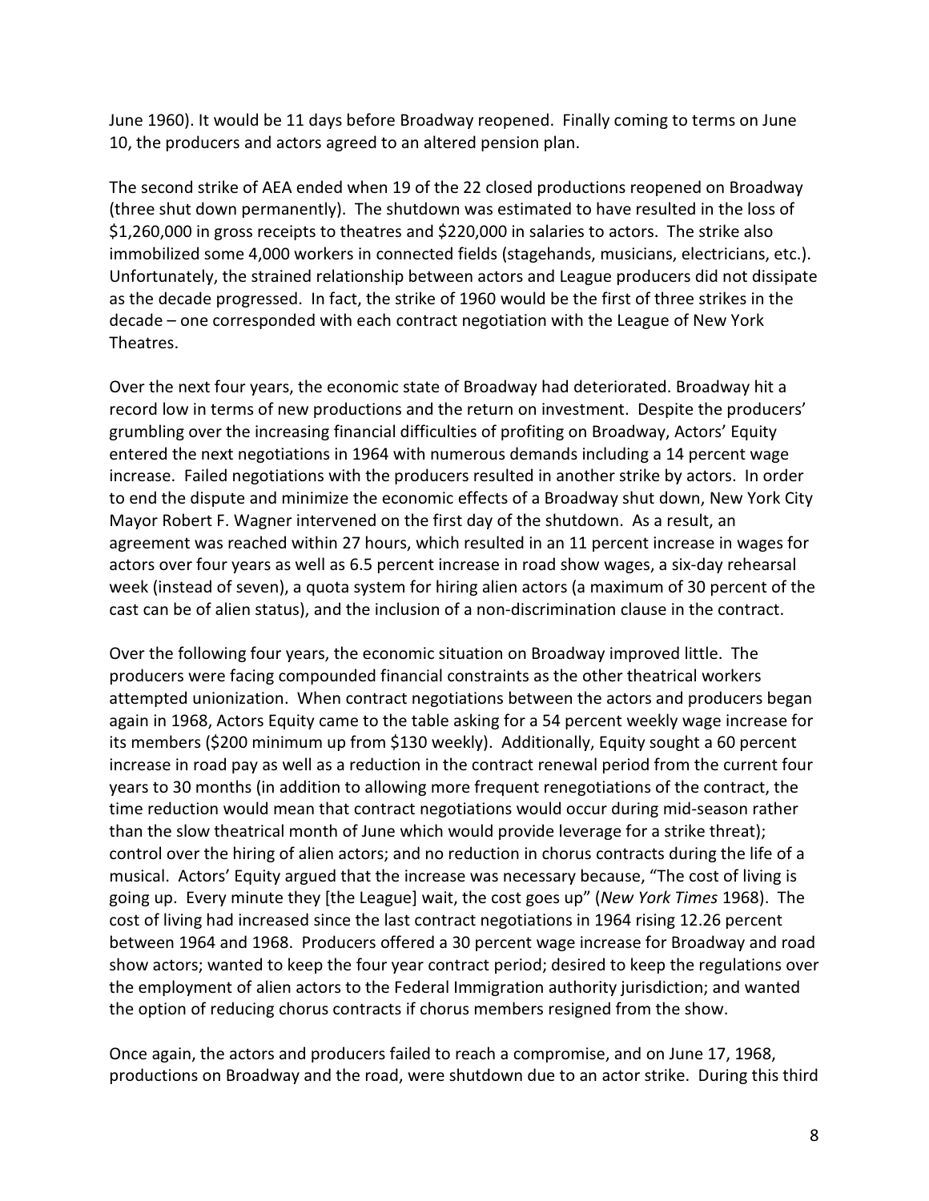June 1960). It would be 11 days before Broadway reopened. Finally coming to terms on June 10, the producers and actors agreed to an altered pension plan.

The second strike of AEA ended when 19 of the 22 closed productions reopened on Broadway (three shut down permanently). The shutdown was estimated to have resulted in the loss of $1,260,000 in gross receipts to theatres and $220,000 in salaries to actors. The strike also immobilized some 4,000 workers in connected fields (stagehands, musicians, electricians, etc.). Unfortunately, the strained relationship between actors and League producers did not dissipate as the decade progressed. In fact, the strike of 1960 would be the first of three strikes in the decade – one corresponded with each contract negotiation with the League of New York Theatres.

Over the next four years, the economic state of Broadway had deteriorated. Broadway hit a record low in terms of new productions and the return on investment. Despite the producers' grumbling over the increasing financial difficulties of profiting on Broadway, Actors' Equity entered the next negotiations in 1964 with numerous demands including a 14 percent wage increase. Failed negotiations with the producers resulted in another strike by actors. In order to end the dispute and minimize the economic effects of a Broadway shut down, New York City Mayor Robert F. Wagner intervened on the first day of the shutdown. As a result, an agreement was reached within 27 hours, which resulted in an 11 percent increase in wages for actors over four years as well as 6.5 percent increase in road show wages, a six-day rehearsal week (instead of seven), a quota system for hiring alien actors (a maximum of 30 percent of the cast can be of alien status), and the inclusion of a non-discrimination clause in the contract.

Over the following four years, the economic situation on Broadway improved little. The producers were facing compounded financial constraints as the other theatrical workers attempted unionization. When contract negotiations between the actors and producers began again in 1968, Actors Equity came to the table asking for a 54 percent weekly wage increase for its members ($200 minimum up from $130 weekly). Additionally, Equity sought a 60 percent increase in road pay as well as a reduction in the contract renewal period from the current four years to 30 months (in addition to allowing more frequent renegotiations of the contract, the time reduction would mean that contract negotiations would occur during mid-season rather than the slow theatrical month of June which would provide leverage for a strike threat); control over the hiring of alien actors; and no reduction in chorus contracts during the life of a musical. Actors' Equity argued that the increase was necessary because, "The cost of living is going up. Every minute they [the League] wait, the cost goes up" (*New York Times* 1968). The cost of living had increased since the last contract negotiations in 1964 rising 12.26 percent between 1964 and 1968. Producers offered a 30 percent wage increase for Broadway and road show actors; wanted to keep the four year contract period; desired to keep the regulations over the employment of alien actors to the Federal Immigration authority jurisdiction; and wanted the option of reducing chorus contracts if chorus members resigned from the show.

Once again, the actors and producers failed to reach a compromise, and on June 17, 1968, productions on Broadway and the road, were shutdown due to an actor strike. During this third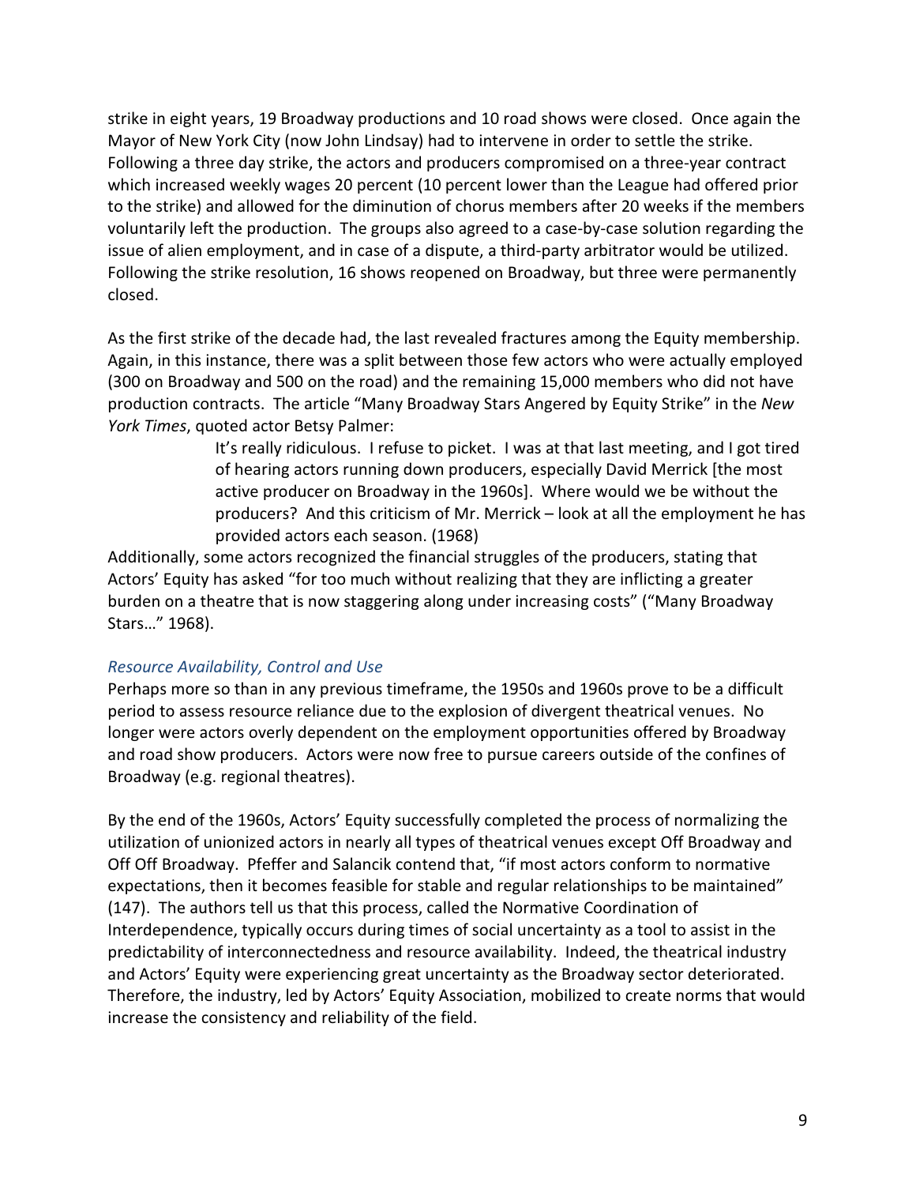strike in eight years, 19 Broadway productions and 10 road shows were closed. Once again the Mayor of New York City (now John Lindsay) had to intervene in order to settle the strike. Following a three day strike, the actors and producers compromised on a three-year contract which increased weekly wages 20 percent (10 percent lower than the League had offered prior to the strike) and allowed for the diminution of chorus members after 20 weeks if the members voluntarily left the production. The groups also agreed to a case-by-case solution regarding the issue of alien employment, and in case of a dispute, a third-party arbitrator would be utilized. Following the strike resolution, 16 shows reopened on Broadway, but three were permanently closed.

As the first strike of the decade had, the last revealed fractures among the Equity membership. Again, in this instance, there was a split between those few actors who were actually employed (300 on Broadway and 500 on the road) and the remaining 15,000 members who did not have production contracts. The article "Many Broadway Stars Angered by Equity Strike" in the *New York Times*, quoted actor Betsy Palmer:

> It's really ridiculous. I refuse to picket. I was at that last meeting, and I got tired of hearing actors running down producers, especially David Merrick [the most active producer on Broadway in the 1960s]. Where would we be without the producers? And this criticism of Mr. Merrick – look at all the employment he has provided actors each season. (1968)

Additionally, some actors recognized the financial struggles of the producers, stating that Actors' Equity has asked "for too much without realizing that they are inflicting a greater burden on a theatre that is now staggering along under increasing costs" ("Many Broadway Stars…" 1968).

### *Resource Availability, Control and Use*

Perhaps more so than in any previous timeframe, the 1950s and 1960s prove to be a difficult period to assess resource reliance due to the explosion of divergent theatrical venues. No longer were actors overly dependent on the employment opportunities offered by Broadway and road show producers. Actors were now free to pursue careers outside of the confines of Broadway (e.g. regional theatres).

By the end of the 1960s, Actors' Equity successfully completed the process of normalizing the utilization of unionized actors in nearly all types of theatrical venues except Off Broadway and Off Off Broadway. Pfeffer and Salancik contend that, "if most actors conform to normative expectations, then it becomes feasible for stable and regular relationships to be maintained" (147). The authors tell us that this process, called the Normative Coordination of Interdependence, typically occurs during times of social uncertainty as a tool to assist in the predictability of interconnectedness and resource availability. Indeed, the theatrical industry and Actors' Equity were experiencing great uncertainty as the Broadway sector deteriorated. Therefore, the industry, led by Actors' Equity Association, mobilized to create norms that would increase the consistency and reliability of the field.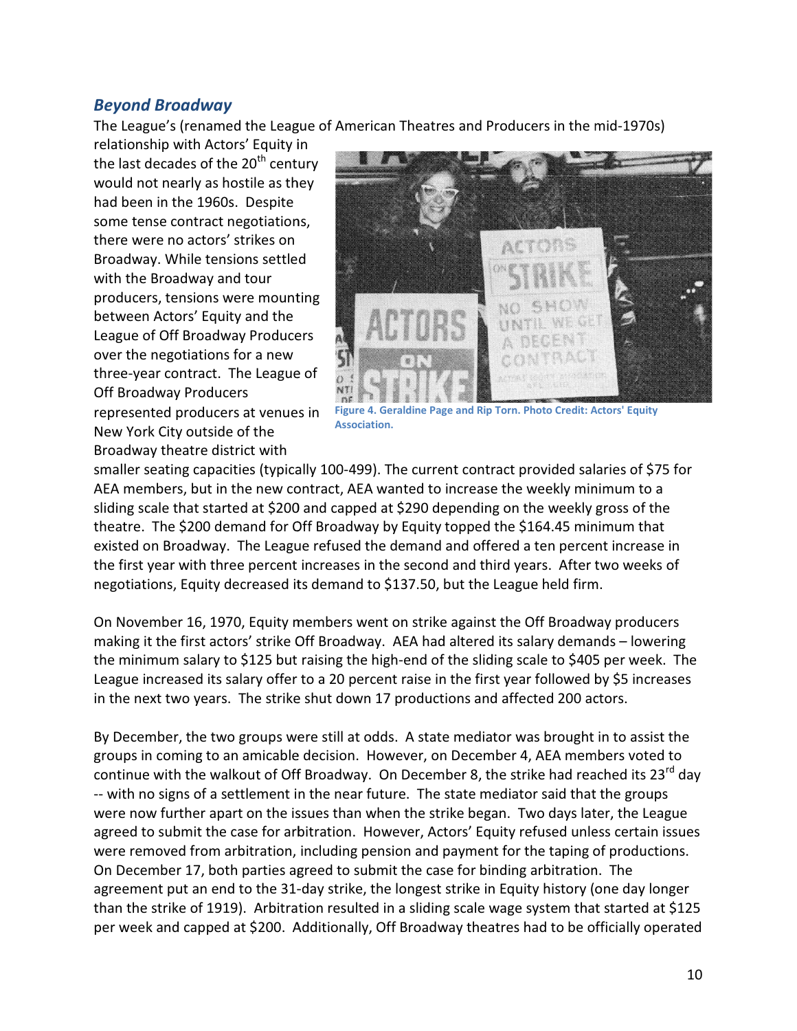## *Beyond Broadway*

The League's (renamed the League of American Theatres and Producers in the mid-1970s) relationship with Actors' Equity in the last decades of the 20th century would not nearly as hostile as they had been in the 1960s. Despite some tense contract negotiations, there were no actors' strikes on Broadway. While tensions settled with the Broadway and tour producers, tensions were mounting between Actors' Equity and the League of Off Broadway Producers over the negotiations for a new three-year contract. The League of Off Broadway Producers represented producers at venues in New York City outside of the Broadway theatre district with smaller seating capacities (typically 100-499). The current contract provided salaries of $75 for AEA members, but in the new contract, AEA wanted to increase the weekly minimum to a sliding scale that started at $200 and capped at $290 depending on the weekly gross of the theatre. The $200 demand for Off Broadway by Equity topped the $164.45 minimum that existed on Broadway. The League refused the demand and offered a ten percent increase in the first year with three percent increases in the second and third years. After two weeks of negotiations, Equity decreased its demand to $137.50, but the League held firm.

**Figure 4. Geraldine Page and Rip Torn. Photo Credit: Actors' Equity Association.**

On November 16, 1970, Equity members went on strike against the Off Broadway producers making it the first actors' strike Off Broadway. AEA had altered its salary demands – lowering the minimum salary to $125 but raising the high-end of the sliding scale to $405 per week. The League increased its salary offer to a 20 percent raise in the first year followed by $5 increases in the next two years. The strike shut down 17 productions and affected 200 actors.

By December, the two groups were still at odds. A state mediator was brought in to assist the groups in coming to an amicable decision. However, on December 4, AEA members voted to continue with the walkout of Off Broadway. On December 8, the strike had reached its 23rd day -- with no signs of a settlement in the near future. The state mediator said that the groups were now further apart on the issues than when the strike began. Two days later, the League agreed to submit the case for arbitration. However, Actors' Equity refused unless certain issues were removed from arbitration, including pension and payment for the taping of productions. On December 17, both parties agreed to submit the case for binding arbitration. The agreement put an end to the 31-day strike, the longest strike in Equity history (one day longer than the strike of 1919). Arbitration resulted in a sliding scale wage system that started at $125 per week and capped at $200. Additionally, Off Broadway theatres had to be officially operated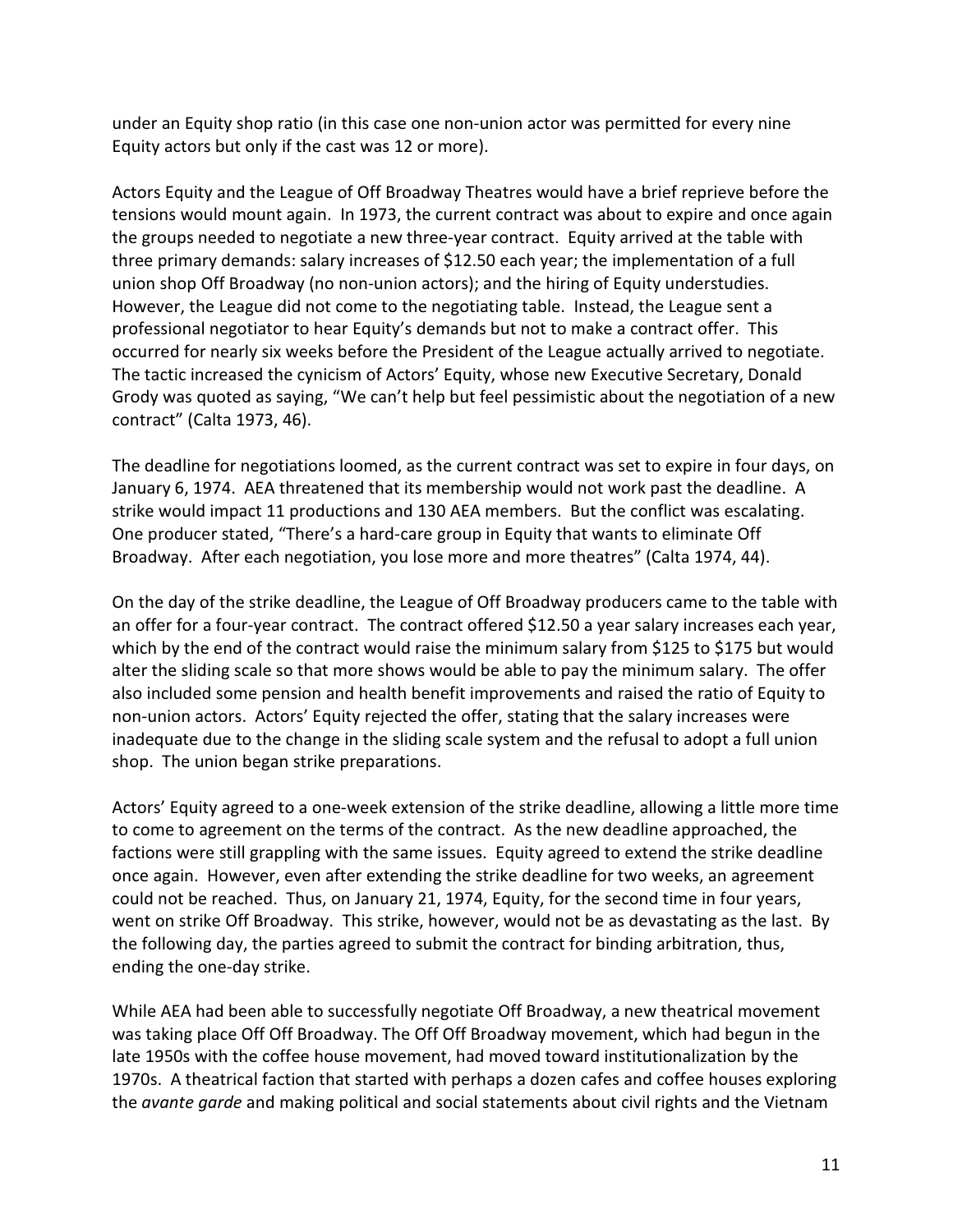under an Equity shop ratio (in this case one non-union actor was permitted for every nine Equity actors but only if the cast was 12 or more).

Actors Equity and the League of Off Broadway Theatres would have a brief reprieve before the tensions would mount again. In 1973, the current contract was about to expire and once again the groups needed to negotiate a new three-year contract. Equity arrived at the table with three primary demands: salary increases of $12.50 each year; the implementation of a full union shop Off Broadway (no non-union actors); and the hiring of Equity understudies. However, the League did not come to the negotiating table. Instead, the League sent a professional negotiator to hear Equity's demands but not to make a contract offer. This occurred for nearly six weeks before the President of the League actually arrived to negotiate. The tactic increased the cynicism of Actors' Equity, whose new Executive Secretary, Donald Grody was quoted as saying, "We can't help but feel pessimistic about the negotiation of a new contract" (Calta 1973, 46).

The deadline for negotiations loomed, as the current contract was set to expire in four days, on January 6, 1974. AEA threatened that its membership would not work past the deadline. A strike would impact 11 productions and 130 AEA members. But the conflict was escalating. One producer stated, "There's a hard-care group in Equity that wants to eliminate Off Broadway. After each negotiation, you lose more and more theatres" (Calta 1974, 44).

On the day of the strike deadline, the League of Off Broadway producers came to the table with an offer for a four-year contract. The contract offered $12.50 a year salary increases each year, which by the end of the contract would raise the minimum salary from $125 to $175 but would alter the sliding scale so that more shows would be able to pay the minimum salary. The offer also included some pension and health benefit improvements and raised the ratio of Equity to non-union actors. Actors' Equity rejected the offer, stating that the salary increases were inadequate due to the change in the sliding scale system and the refusal to adopt a full union shop. The union began strike preparations.

Actors' Equity agreed to a one-week extension of the strike deadline, allowing a little more time to come to agreement on the terms of the contract. As the new deadline approached, the factions were still grappling with the same issues. Equity agreed to extend the strike deadline once again. However, even after extending the strike deadline for two weeks, an agreement could not be reached. Thus, on January 21, 1974, Equity, for the second time in four years, went on strike Off Broadway. This strike, however, would not be as devastating as the last. By the following day, the parties agreed to submit the contract for binding arbitration, thus, ending the one-day strike.

While AEA had been able to successfully negotiate Off Broadway, a new theatrical movement was taking place Off Off Broadway. The Off Off Broadway movement, which had begun in the late 1950s with the coffee house movement, had moved toward institutionalization by the 1970s. A theatrical faction that started with perhaps a dozen cafes and coffee houses exploring the *avante garde* and making political and social statements about civil rights and the Vietnam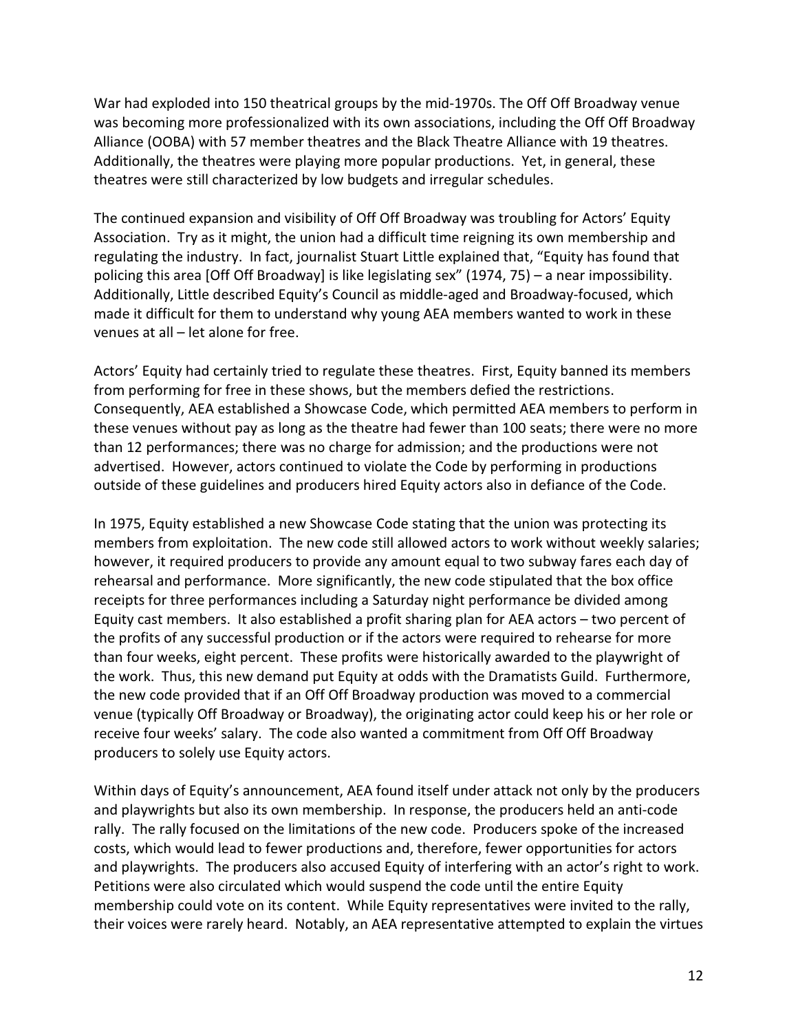War had exploded into 150 theatrical groups by the mid-1970s. The Off Off Broadway venue was becoming more professionalized with its own associations, including the Off Off Broadway Alliance (OOBA) with 57 member theatres and the Black Theatre Alliance with 19 theatres. Additionally, the theatres were playing more popular productions. Yet, in general, these theatres were still characterized by low budgets and irregular schedules.

The continued expansion and visibility of Off Off Broadway was troubling for Actors' Equity Association. Try as it might, the union had a difficult time reigning its own membership and regulating the industry. In fact, journalist Stuart Little explained that, "Equity has found that policing this area [Off Off Broadway] is like legislating sex" (1974, 75) – a near impossibility. Additionally, Little described Equity's Council as middle-aged and Broadway-focused, which made it difficult for them to understand why young AEA members wanted to work in these venues at all – let alone for free.

Actors' Equity had certainly tried to regulate these theatres. First, Equity banned its members from performing for free in these shows, but the members defied the restrictions. Consequently, AEA established a Showcase Code, which permitted AEA members to perform in these venues without pay as long as the theatre had fewer than 100 seats; there were no more than 12 performances; there was no charge for admission; and the productions were not advertised. However, actors continued to violate the Code by performing in productions outside of these guidelines and producers hired Equity actors also in defiance of the Code.

In 1975, Equity established a new Showcase Code stating that the union was protecting its members from exploitation. The new code still allowed actors to work without weekly salaries; however, it required producers to provide any amount equal to two subway fares each day of rehearsal and performance. More significantly, the new code stipulated that the box office receipts for three performances including a Saturday night performance be divided among Equity cast members. It also established a profit sharing plan for AEA actors – two percent of the profits of any successful production or if the actors were required to rehearse for more than four weeks, eight percent. These profits were historically awarded to the playwright of the work. Thus, this new demand put Equity at odds with the Dramatists Guild. Furthermore, the new code provided that if an Off Off Broadway production was moved to a commercial venue (typically Off Broadway or Broadway), the originating actor could keep his or her role or receive four weeks' salary. The code also wanted a commitment from Off Off Broadway producers to solely use Equity actors.

Within days of Equity's announcement, AEA found itself under attack not only by the producers and playwrights but also its own membership. In response, the producers held an anti-code rally. The rally focused on the limitations of the new code. Producers spoke of the increased costs, which would lead to fewer productions and, therefore, fewer opportunities for actors and playwrights. The producers also accused Equity of interfering with an actor's right to work. Petitions were also circulated which would suspend the code until the entire Equity membership could vote on its content. While Equity representatives were invited to the rally, their voices were rarely heard. Notably, an AEA representative attempted to explain the virtues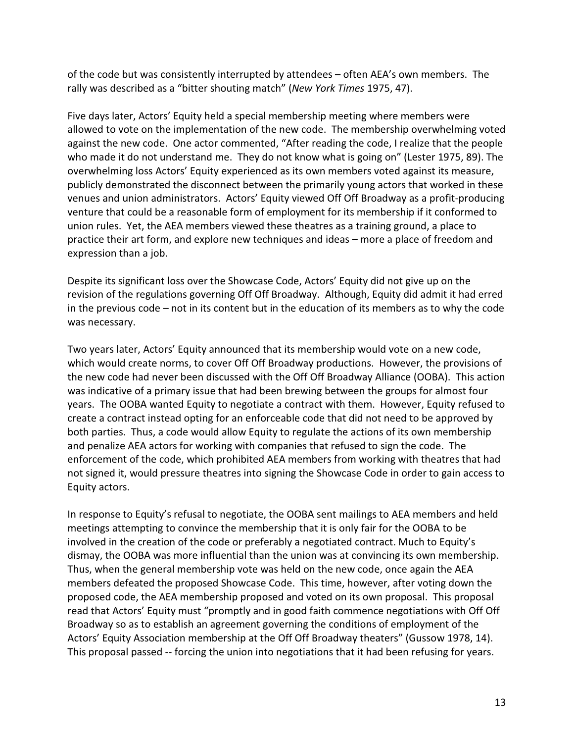of the code but was consistently interrupted by attendees – often AEA's own members. The rally was described as a "bitter shouting match" (*New York Times* 1975, 47).

Five days later, Actors' Equity held a special membership meeting where members were allowed to vote on the implementation of the new code. The membership overwhelming voted against the new code. One actor commented, "After reading the code, I realize that the people who made it do not understand me. They do not know what is going on" (Lester 1975, 89). The overwhelming loss Actors' Equity experienced as its own members voted against its measure, publicly demonstrated the disconnect between the primarily young actors that worked in these venues and union administrators. Actors' Equity viewed Off Off Broadway as a profit-producing venture that could be a reasonable form of employment for its membership if it conformed to union rules. Yet, the AEA members viewed these theatres as a training ground, a place to practice their art form, and explore new techniques and ideas – more a place of freedom and expression than a job.

Despite its significant loss over the Showcase Code, Actors' Equity did not give up on the revision of the regulations governing Off Off Broadway. Although, Equity did admit it had erred in the previous code – not in its content but in the education of its members as to why the code was necessary.

Two years later, Actors' Equity announced that its membership would vote on a new code, which would create norms, to cover Off Off Broadway productions. However, the provisions of the new code had never been discussed with the Off Off Broadway Alliance (OOBA). This action was indicative of a primary issue that had been brewing between the groups for almost four years. The OOBA wanted Equity to negotiate a contract with them. However, Equity refused to create a contract instead opting for an enforceable code that did not need to be approved by both parties. Thus, a code would allow Equity to regulate the actions of its own membership and penalize AEA actors for working with companies that refused to sign the code. The enforcement of the code, which prohibited AEA members from working with theatres that had not signed it, would pressure theatres into signing the Showcase Code in order to gain access to Equity actors.

In response to Equity's refusal to negotiate, the OOBA sent mailings to AEA members and held meetings attempting to convince the membership that it is only fair for the OOBA to be involved in the creation of the code or preferably a negotiated contract. Much to Equity's dismay, the OOBA was more influential than the union was at convincing its own membership. Thus, when the general membership vote was held on the new code, once again the AEA members defeated the proposed Showcase Code. This time, however, after voting down the proposed code, the AEA membership proposed and voted on its own proposal. This proposal read that Actors' Equity must "promptly and in good faith commence negotiations with Off Off Broadway so as to establish an agreement governing the conditions of employment of the Actors' Equity Association membership at the Off Off Broadway theaters" (Gussow 1978, 14). This proposal passed -- forcing the union into negotiations that it had been refusing for years.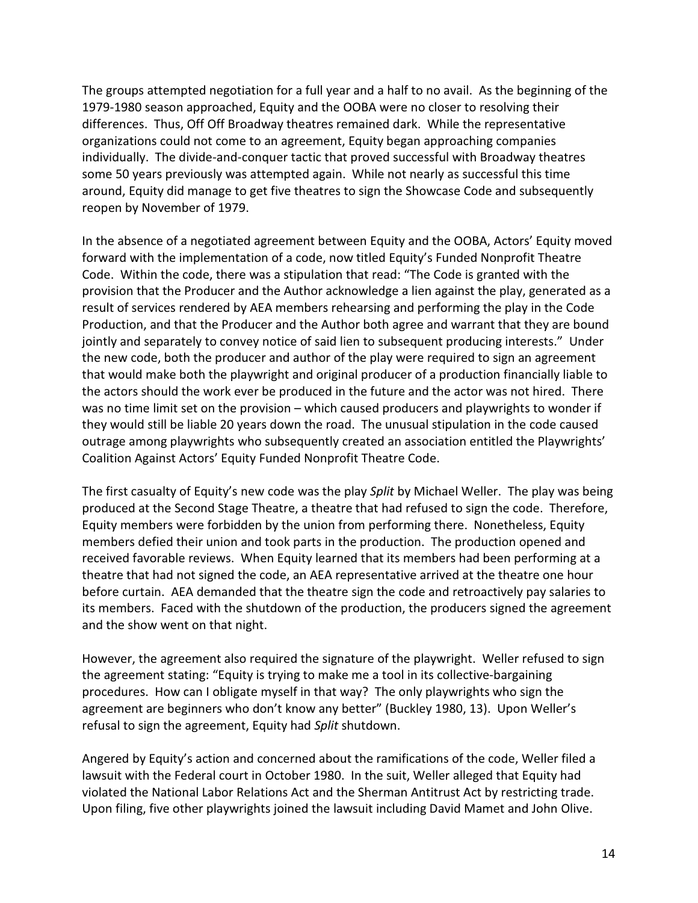The groups attempted negotiation for a full year and a half to no avail. As the beginning of the 1979-1980 season approached, Equity and the OOBA were no closer to resolving their differences. Thus, Off Off Broadway theatres remained dark. While the representative organizations could not come to an agreement, Equity began approaching companies individually. The divide-and-conquer tactic that proved successful with Broadway theatres some 50 years previously was attempted again. While not nearly as successful this time around, Equity did manage to get five theatres to sign the Showcase Code and subsequently reopen by November of 1979.

In the absence of a negotiated agreement between Equity and the OOBA, Actors' Equity moved forward with the implementation of a code, now titled Equity's Funded Nonprofit Theatre Code. Within the code, there was a stipulation that read: "The Code is granted with the provision that the Producer and the Author acknowledge a lien against the play, generated as a result of services rendered by AEA members rehearsing and performing the play in the Code Production, and that the Producer and the Author both agree and warrant that they are bound jointly and separately to convey notice of said lien to subsequent producing interests." Under the new code, both the producer and author of the play were required to sign an agreement that would make both the playwright and original producer of a production financially liable to the actors should the work ever be produced in the future and the actor was not hired. There was no time limit set on the provision – which caused producers and playwrights to wonder if they would still be liable 20 years down the road. The unusual stipulation in the code caused outrage among playwrights who subsequently created an association entitled the Playwrights' Coalition Against Actors' Equity Funded Nonprofit Theatre Code.

The first casualty of Equity's new code was the play *Split* by Michael Weller. The play was being produced at the Second Stage Theatre, a theatre that had refused to sign the code. Therefore, Equity members were forbidden by the union from performing there. Nonetheless, Equity members defied their union and took parts in the production. The production opened and received favorable reviews. When Equity learned that its members had been performing at a theatre that had not signed the code, an AEA representative arrived at the theatre one hour before curtain. AEA demanded that the theatre sign the code and retroactively pay salaries to its members. Faced with the shutdown of the production, the producers signed the agreement and the show went on that night.

However, the agreement also required the signature of the playwright. Weller refused to sign the agreement stating: "Equity is trying to make me a tool in its collective-bargaining procedures. How can I obligate myself in that way? The only playwrights who sign the agreement are beginners who don't know any better" (Buckley 1980, 13). Upon Weller's refusal to sign the agreement, Equity had *Split* shutdown.

Angered by Equity's action and concerned about the ramifications of the code, Weller filed a lawsuit with the Federal court in October 1980. In the suit, Weller alleged that Equity had violated the National Labor Relations Act and the Sherman Antitrust Act by restricting trade. Upon filing, five other playwrights joined the lawsuit including David Mamet and John Olive.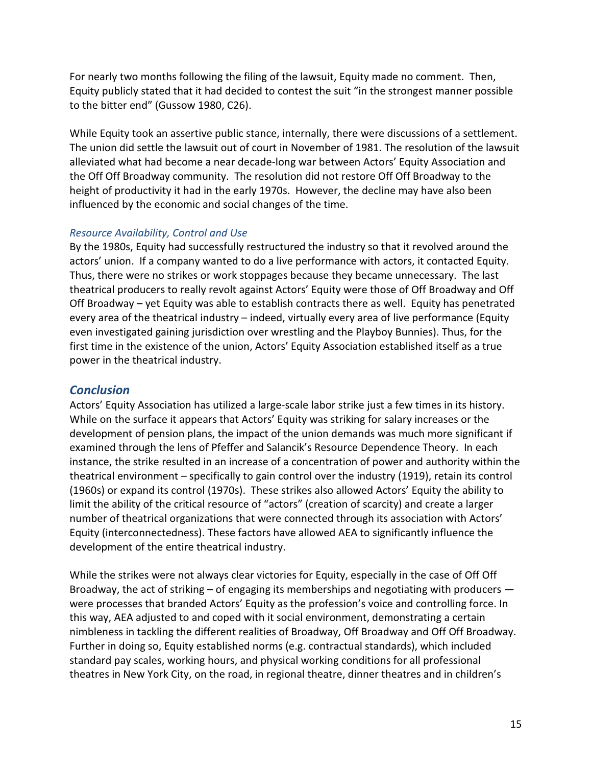For nearly two months following the filing of the lawsuit, Equity made no comment. Then, Equity publicly stated that it had decided to contest the suit "in the strongest manner possible to the bitter end" (Gussow 1980, C26).

While Equity took an assertive public stance, internally, there were discussions of a settlement. The union did settle the lawsuit out of court in November of 1981. The resolution of the lawsuit alleviated what had become a near decade-long war between Actors' Equity Association and the Off Off Broadway community. The resolution did not restore Off Off Broadway to the height of productivity it had in the early 1970s. However, the decline may have also been influenced by the economic and social changes of the time.

### *Resource Availability, Control and Use*

By the 1980s, Equity had successfully restructured the industry so that it revolved around the actors' union. If a company wanted to do a live performance with actors, it contacted Equity. Thus, there were no strikes or work stoppages because they became unnecessary. The last theatrical producers to really revolt against Actors' Equity were those of Off Broadway and Off Off Broadway – yet Equity was able to establish contracts there as well. Equity has penetrated every area of the theatrical industry – indeed, virtually every area of live performance (Equity even investigated gaining jurisdiction over wrestling and the Playboy Bunnies). Thus, for the first time in the existence of the union, Actors' Equity Association established itself as a true power in the theatrical industry.

## *Conclusion*

Actors' Equity Association has utilized a large-scale labor strike just a few times in its history. While on the surface it appears that Actors' Equity was striking for salary increases or the development of pension plans, the impact of the union demands was much more significant if examined through the lens of Pfeffer and Salancik's Resource Dependence Theory. In each instance, the strike resulted in an increase of a concentration of power and authority within the theatrical environment – specifically to gain control over the industry (1919), retain its control (1960s) or expand its control (1970s). These strikes also allowed Actors' Equity the ability to limit the ability of the critical resource of "actors" (creation of scarcity) and create a larger number of theatrical organizations that were connected through its association with Actors' Equity (interconnectedness). These factors have allowed AEA to significantly influence the development of the entire theatrical industry.

While the strikes were not always clear victories for Equity, especially in the case of Off Off Broadway, the act of striking – of engaging its memberships and negotiating with producers — were processes that branded Actors' Equity as the profession's voice and controlling force. In this way, AEA adjusted to and coped with it social environment, demonstrating a certain nimbleness in tackling the different realities of Broadway, Off Broadway and Off Off Broadway. Further in doing so, Equity established norms (e.g. contractual standards), which included standard pay scales, working hours, and physical working conditions for all professional theatres in New York City, on the road, in regional theatre, dinner theatres and in children's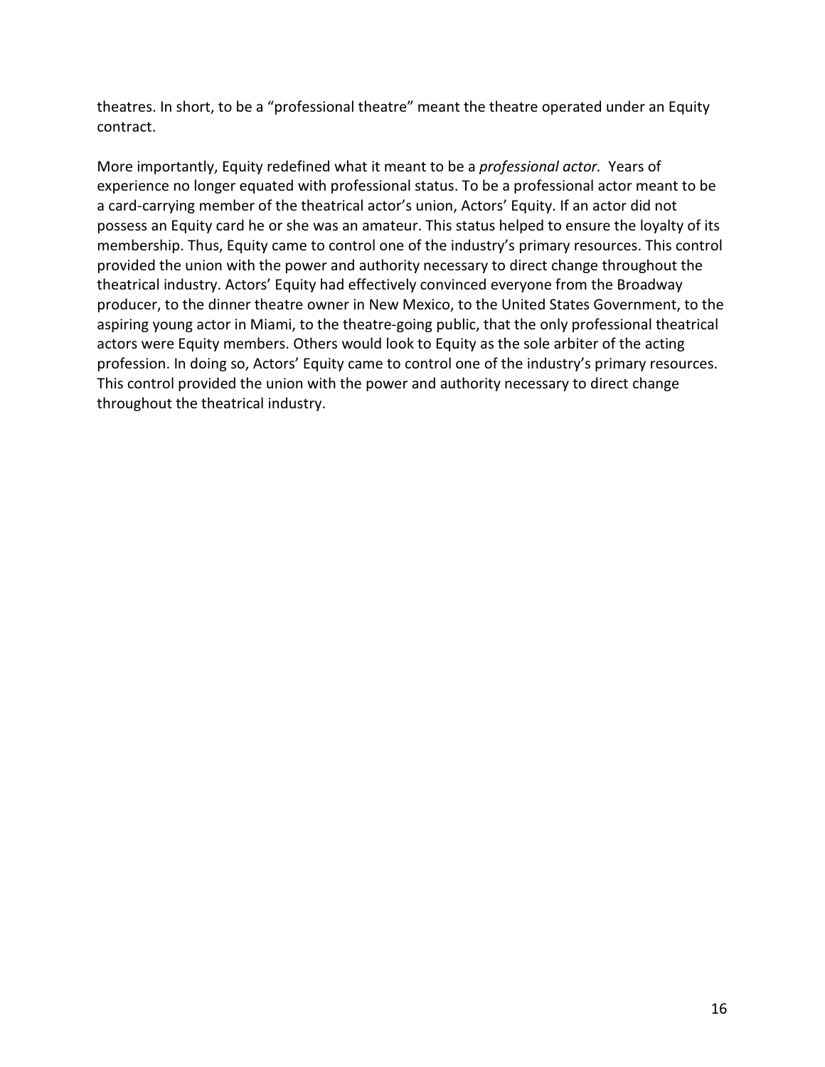theatres. In short, to be a "professional theatre" meant the theatre operated under an Equity contract.

More importantly, Equity redefined what it meant to be a *professional actor.* Years of experience no longer equated with professional status. To be a professional actor meant to be a card-carrying member of the theatrical actor's union, Actors' Equity. If an actor did not possess an Equity card he or she was an amateur. This status helped to ensure the loyalty of its membership. Thus, Equity came to control one of the industry's primary resources. This control provided the union with the power and authority necessary to direct change throughout the theatrical industry. Actors' Equity had effectively convinced everyone from the Broadway producer, to the dinner theatre owner in New Mexico, to the United States Government, to the aspiring young actor in Miami, to the theatre-going public, that the only professional theatrical actors were Equity members. Others would look to Equity as the sole arbiter of the acting profession. In doing so, Actors' Equity came to control one of the industry's primary resources. This control provided the union with the power and authority necessary to direct change throughout the theatrical industry.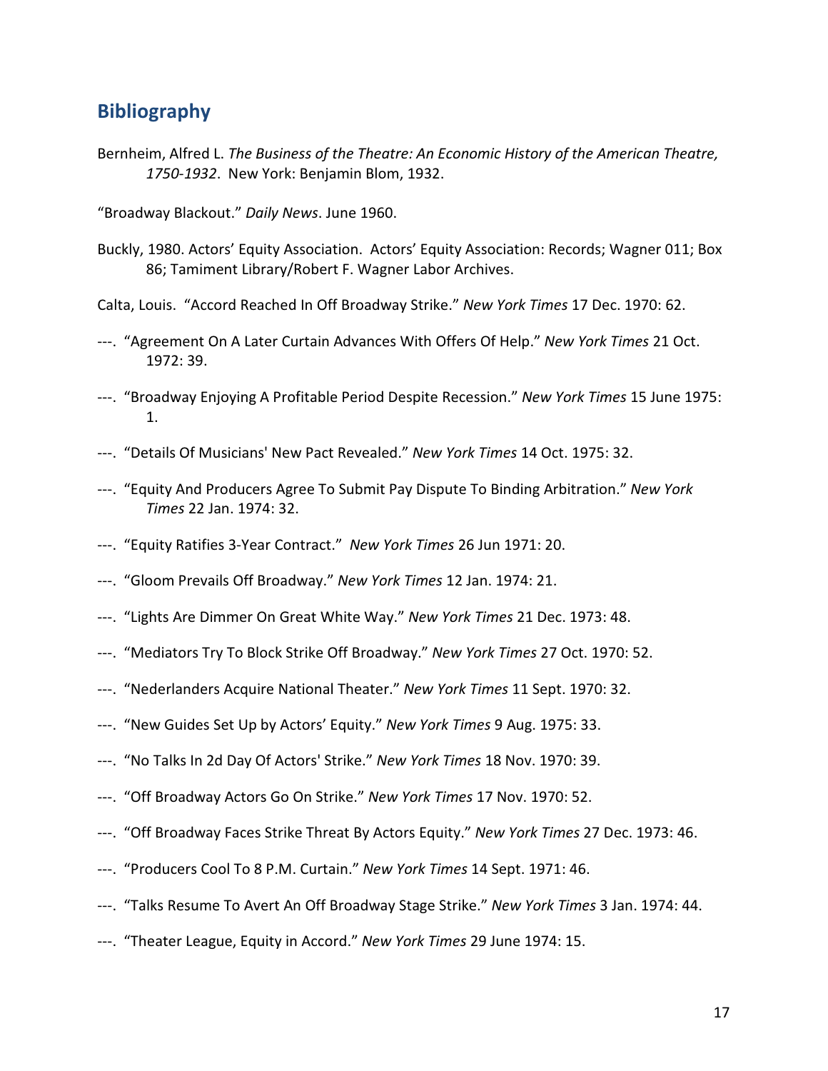## Bibliography

Bernheim, Alfred L. *The Business of the Theatre: An Economic History of the American Theatre, 1750-1932*. New York: Benjamin Blom, 1932.

"Broadway Blackout." *Daily News*. June 1960.

Buckly, 1980. Actors' Equity Association. Actors' Equity Association: Records; Wagner 011; Box 86; Tamiment Library/Robert F. Wagner Labor Archives.

Calta, Louis. "Accord Reached In Off Broadway Strike." *New York Times* 17 Dec. 1970: 62.

---. "Agreement On A Later Curtain Advances With Offers Of Help." *New York Times* 21 Oct. 1972: 39.

---. "Broadway Enjoying A Profitable Period Despite Recession." *New York Times* 15 June 1975: 1.

---. "Details Of Musicians' New Pact Revealed." *New York Times* 14 Oct. 1975: 32.

---. "Equity And Producers Agree To Submit Pay Dispute To Binding Arbitration." *New York Times* 22 Jan. 1974: 32.

---. "Equity Ratifies 3-Year Contract." *New York Times* 26 Jun 1971: 20.

---. "Gloom Prevails Off Broadway." *New York Times* 12 Jan. 1974: 21.

---. "Lights Are Dimmer On Great White Way." *New York Times* 21 Dec. 1973: 48.

---. "Mediators Try To Block Strike Off Broadway." *New York Times* 27 Oct. 1970: 52.

---. "Nederlanders Acquire National Theater." *New York Times* 11 Sept. 1970: 32.

---. "New Guides Set Up by Actors' Equity." *New York Times* 9 Aug. 1975: 33.

---. "No Talks In 2d Day Of Actors' Strike." *New York Times* 18 Nov. 1970: 39.

---. "Off Broadway Actors Go On Strike." *New York Times* 17 Nov. 1970: 52.

---. "Off Broadway Faces Strike Threat By Actors Equity." *New York Times* 27 Dec. 1973: 46.

---. "Producers Cool To 8 P.M. Curtain." *New York Times* 14 Sept. 1971: 46.

---. "Talks Resume To Avert An Off Broadway Stage Strike." *New York Times* 3 Jan. 1974: 44.

---. "Theater League, Equity in Accord." *New York Times* 29 June 1974: 15.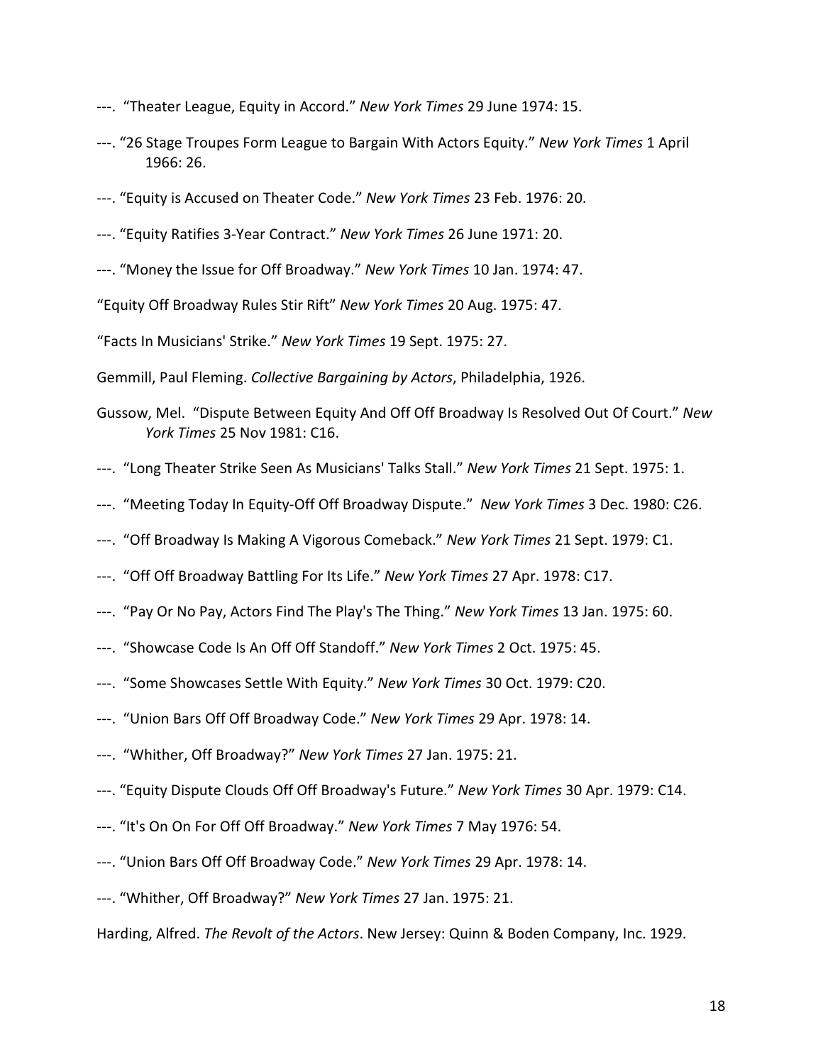---. “Theater League, Equity in Accord.” *New York Times* 29 June 1974: 15.

---. “26 Stage Troupes Form League to Bargain With Actors Equity.” *New York Times* 1 April 1966: 26.

---. “Equity is Accused on Theater Code.” *New York Times* 23 Feb. 1976: 20.

---. “Equity Ratifies 3-Year Contract.” *New York Times* 26 June 1971: 20.

---. “Money the Issue for Off Broadway.” *New York Times* 10 Jan. 1974: 47.

“Equity Off Broadway Rules Stir Rift” *New York Times* 20 Aug. 1975: 47.

“Facts In Musicians' Strike.” *New York Times* 19 Sept. 1975: 27.

Gemmill, Paul Fleming. *Collective Bargaining by Actors*, Philadelphia, 1926.

Gussow, Mel. “Dispute Between Equity And Off Off Broadway Is Resolved Out Of Court.” *New York Times* 25 Nov 1981: C16.

---. “Long Theater Strike Seen As Musicians' Talks Stall.” *New York Times* 21 Sept. 1975: 1.

---. “Meeting Today In Equity-Off Off Broadway Dispute.” *New York Times* 3 Dec. 1980: C26.

---. “Off Broadway Is Making A Vigorous Comeback.” *New York Times* 21 Sept. 1979: C1.

---. “Off Off Broadway Battling For Its Life.” *New York Times* 27 Apr. 1978: C17.

---. “Pay Or No Pay, Actors Find The Play's The Thing.” *New York Times* 13 Jan. 1975: 60.

---. “Showcase Code Is An Off Off Standoff.” *New York Times* 2 Oct. 1975: 45.

---. “Some Showcases Settle With Equity.” *New York Times* 30 Oct. 1979: C20.

---. “Union Bars Off Off Broadway Code.” *New York Times* 29 Apr. 1978: 14.

---. “Whither, Off Broadway?” *New York Times* 27 Jan. 1975: 21.

---. “Equity Dispute Clouds Off Off Broadway's Future.” *New York Times* 30 Apr. 1979: C14.

---. “It's On On For Off Off Broadway.” *New York Times* 7 May 1976: 54.

---. “Union Bars Off Off Broadway Code.” *New York Times* 29 Apr. 1978: 14.

---. “Whither, Off Broadway?” *New York Times* 27 Jan. 1975: 21.

Harding, Alfred. *The Revolt of the Actors*. New Jersey: Quinn & Boden Company, Inc. 1929.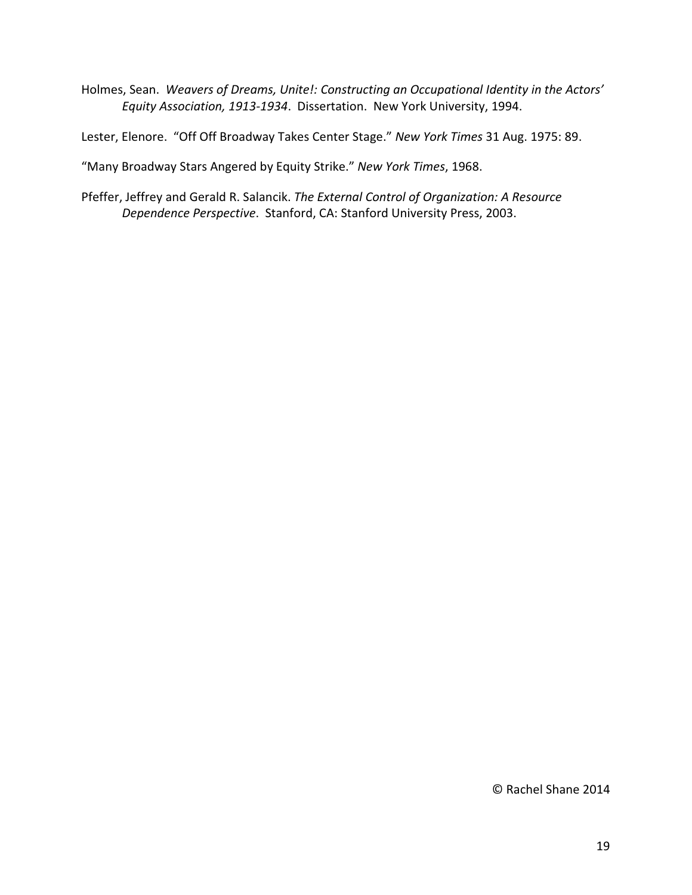Holmes, Sean. *Weavers of Dreams, Unite!: Constructing an Occupational Identity in the Actors' Equity Association, 1913-1934*. Dissertation. New York University, 1994.

Lester, Elenore. "Off Off Broadway Takes Center Stage." *New York Times* 31 Aug. 1975: 89.

"Many Broadway Stars Angered by Equity Strike." *New York Times*, 1968.

Pfeffer, Jeffrey and Gerald R. Salancik. *The External Control of Organization: A Resource Dependence Perspective*. Stanford, CA: Stanford University Press, 2003.

© Rachel Shane 2014